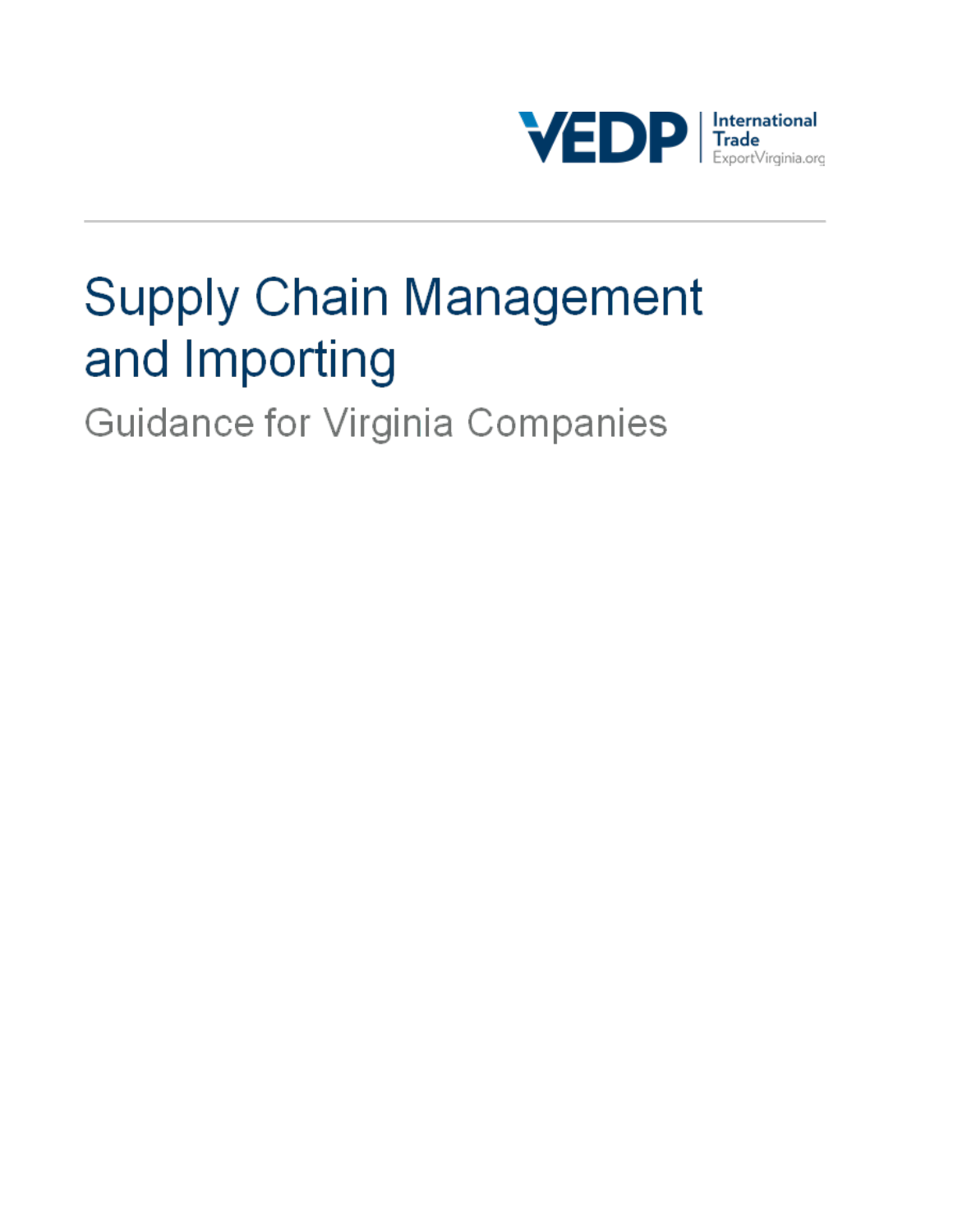VEDP | International Trade
ExportVirginia.org

# Supply Chain Management and Importing

## Guidance for Virginia Companies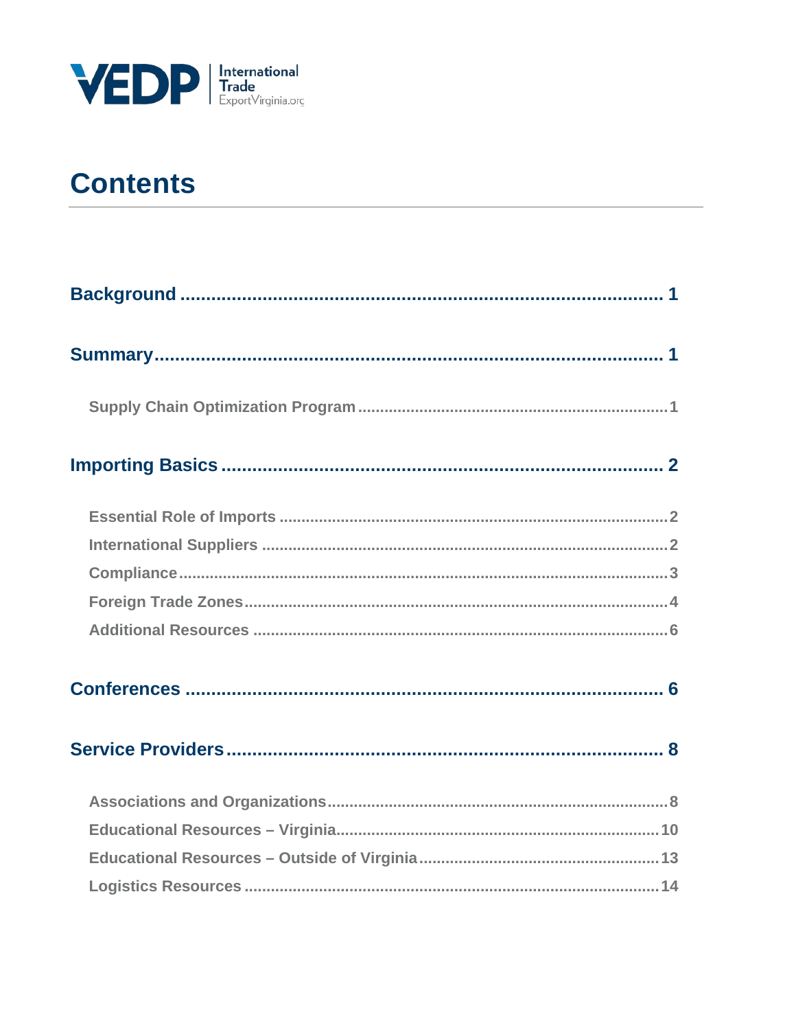# Contents

**Background** .......... 1

**Summary** .......... 1

- Supply Chain Optimization Program .......... 1

**Importing Basics** .......... 2

- Essential Role of Imports .......... 2
- International Suppliers .......... 2
- Compliance .......... 3
- Foreign Trade Zones .......... 4
- Additional Resources .......... 6

**Conferences** .......... 6

**Service Providers** .......... 8

- Associations and Organizations .......... 8
- Educational Resources – Virginia .......... 10
- Educational Resources – Outside of Virginia .......... 13
- Logistics Resources .......... 14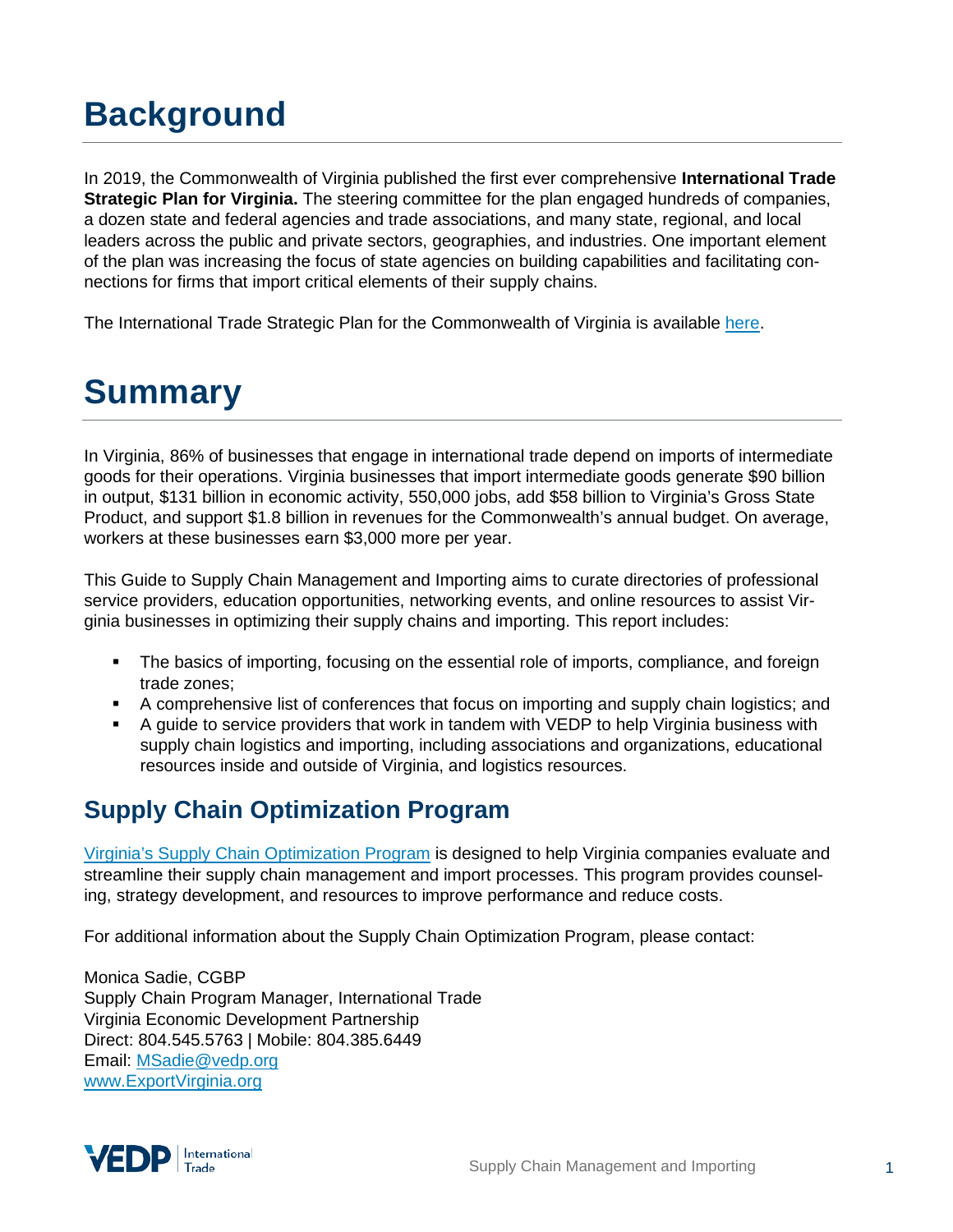# Background

In 2019, the Commonwealth of Virginia published the first ever comprehensive **International Trade Strategic Plan for Virginia.** The steering committee for the plan engaged hundreds of companies, a dozen state and federal agencies and trade associations, and many state, regional, and local leaders across the public and private sectors, geographies, and industries. One important element of the plan was increasing the focus of state agencies on building capabilities and facilitating connections for firms that import critical elements of their supply chains.

The International Trade Strategic Plan for the Commonwealth of Virginia is available here.

# Summary

In Virginia, 86% of businesses that engage in international trade depend on imports of intermediate goods for their operations. Virginia businesses that import intermediate goods generate $90 billion in output, $131 billion in economic activity, 550,000 jobs, add $58 billion to Virginia's Gross State Product, and support $1.8 billion in revenues for the Commonwealth's annual budget. On average, workers at these businesses earn $3,000 more per year.

This Guide to Supply Chain Management and Importing aims to curate directories of professional service providers, education opportunities, networking events, and online resources to assist Virginia businesses in optimizing their supply chains and importing. This report includes:

- The basics of importing, focusing on the essential role of imports, compliance, and foreign trade zones;
- A comprehensive list of conferences that focus on importing and supply chain logistics; and
- A guide to service providers that work in tandem with VEDP to help Virginia business with supply chain logistics and importing, including associations and organizations, educational resources inside and outside of Virginia, and logistics resources.

## Supply Chain Optimization Program

Virginia's Supply Chain Optimization Program is designed to help Virginia companies evaluate and streamline their supply chain management and import processes. This program provides counseling, strategy development, and resources to improve performance and reduce costs.

For additional information about the Supply Chain Optimization Program, please contact:

Monica Sadie, CGBP
Supply Chain Program Manager, International Trade
Virginia Economic Development Partnership
Direct: 804.545.5763 | Mobile: 804.385.6449
Email: MSadie@vedp.org
www.ExportVirginia.org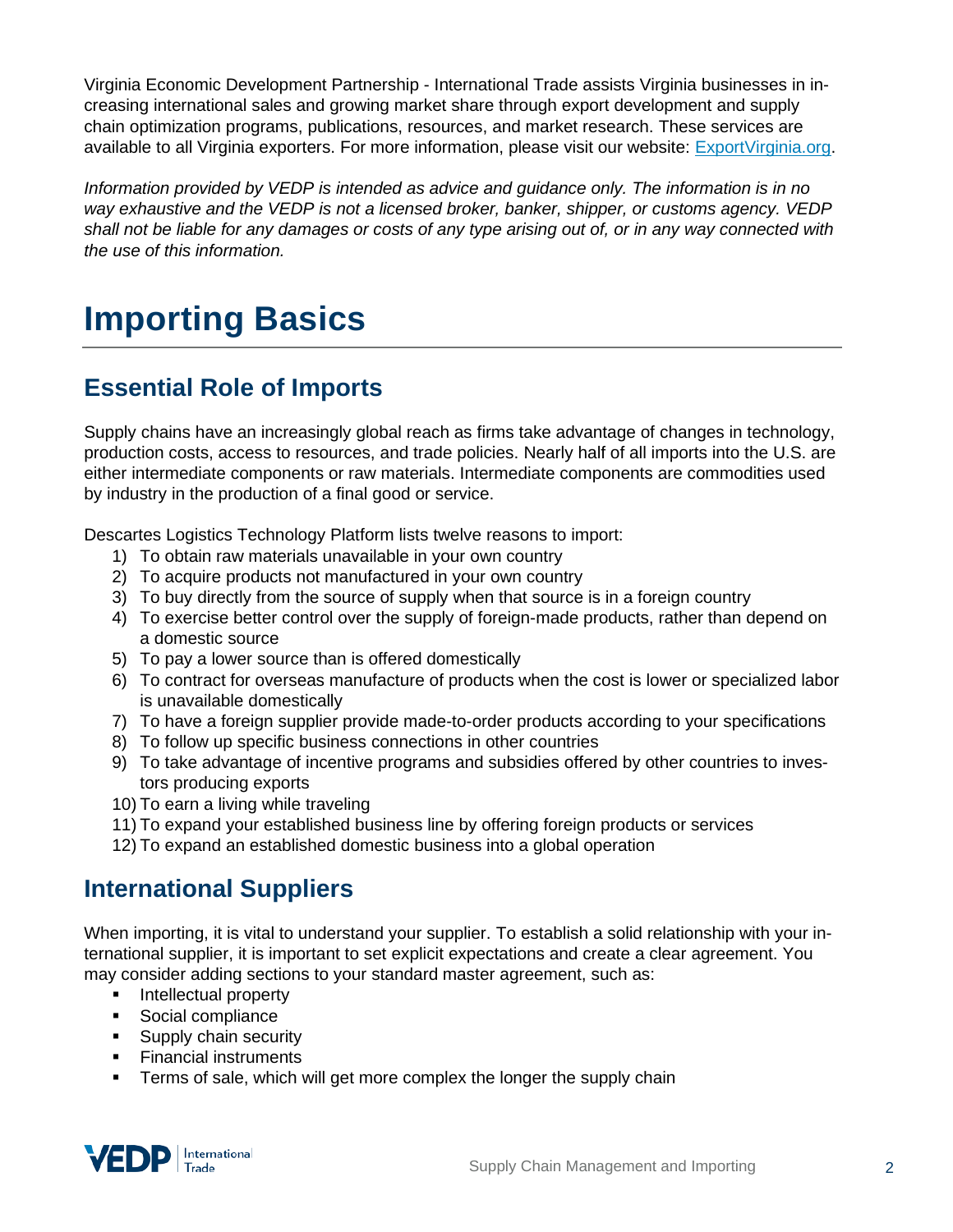Virginia Economic Development Partnership - International Trade assists Virginia businesses in increasing international sales and growing market share through export development and supply chain optimization programs, publications, resources, and market research. These services are available to all Virginia exporters. For more information, please visit our website: [ExportVirginia.org](https://ExportVirginia.org).

*Information provided by VEDP is intended as advice and guidance only. The information is in no way exhaustive and the VEDP is not a licensed broker, banker, shipper, or customs agency. VEDP shall not be liable for any damages or costs of any type arising out of, or in any way connected with the use of this information.*

# Importing Basics

## Essential Role of Imports

Supply chains have an increasingly global reach as firms take advantage of changes in technology, production costs, access to resources, and trade policies. Nearly half of all imports into the U.S. are either intermediate components or raw materials. Intermediate components are commodities used by industry in the production of a final good or service.

Descartes Logistics Technology Platform lists twelve reasons to import:

1) To obtain raw materials unavailable in your own country
2) To acquire products not manufactured in your own country
3) To buy directly from the source of supply when that source is in a foreign country
4) To exercise better control over the supply of foreign-made products, rather than depend on a domestic source
5) To pay a lower source than is offered domestically
6) To contract for overseas manufacture of products when the cost is lower or specialized labor is unavailable domestically
7) To have a foreign supplier provide made-to-order products according to your specifications
8) To follow up specific business connections in other countries
9) To take advantage of incentive programs and subsidies offered by other countries to investors producing exports
10) To earn a living while traveling
11) To expand your established business line by offering foreign products or services
12) To expand an established domestic business into a global operation

## International Suppliers

When importing, it is vital to understand your supplier. To establish a solid relationship with your international supplier, it is important to set explicit expectations and create a clear agreement. You may consider adding sections to your standard master agreement, such as:

- Intellectual property
- Social compliance
- Supply chain security
- Financial instruments
- Terms of sale, which will get more complex the longer the supply chain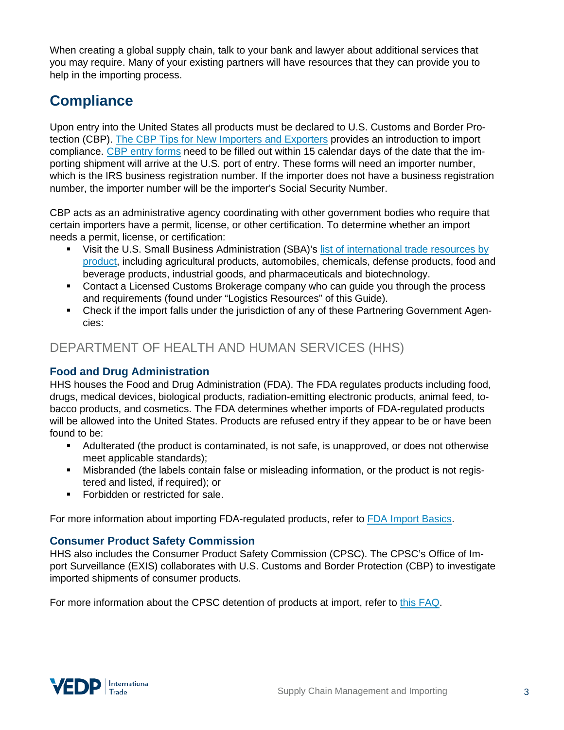When creating a global supply chain, talk to your bank and lawyer about additional services that you may require. Many of your existing partners will have resources that they can provide you to help in the importing process.

## Compliance

Upon entry into the United States all products must be declared to U.S. Customs and Border Protection (CBP). The CBP Tips for New Importers and Exporters provides an introduction to import compliance. CBP entry forms need to be filled out within 15 calendar days of the date that the importing shipment will arrive at the U.S. port of entry. These forms will need an importer number, which is the IRS business registration number. If the importer does not have a business registration number, the importer number will be the importer's Social Security Number.

CBP acts as an administrative agency coordinating with other government bodies who require that certain importers have a permit, license, or other certification. To determine whether an import needs a permit, license, or certification:

- Visit the U.S. Small Business Administration (SBA)'s list of international trade resources by product, including agricultural products, automobiles, chemicals, defense products, food and beverage products, industrial goods, and pharmaceuticals and biotechnology.
- Contact a Licensed Customs Brokerage company who can guide you through the process and requirements (found under "Logistics Resources" of this Guide).
- Check if the import falls under the jurisdiction of any of these Partnering Government Agencies:

### DEPARTMENT OF HEALTH AND HUMAN SERVICES (HHS)

#### Food and Drug Administration

HHS houses the Food and Drug Administration (FDA). The FDA regulates products including food, drugs, medical devices, biological products, radiation-emitting electronic products, animal feed, tobacco products, and cosmetics. The FDA determines whether imports of FDA-regulated products will be allowed into the United States. Products are refused entry if they appear to be or have been found to be:

- Adulterated (the product is contaminated, is not safe, is unapproved, or does not otherwise meet applicable standards);
- Misbranded (the labels contain false or misleading information, or the product is not registered and listed, if required); or
- Forbidden or restricted for sale.

For more information about importing FDA-regulated products, refer to FDA Import Basics.

#### Consumer Product Safety Commission

HHS also includes the Consumer Product Safety Commission (CPSC). The CPSC's Office of Import Surveillance (EXIS) collaborates with U.S. Customs and Border Protection (CBP) to investigate imported shipments of consumer products.

For more information about the CPSC detention of products at import, refer to this FAQ.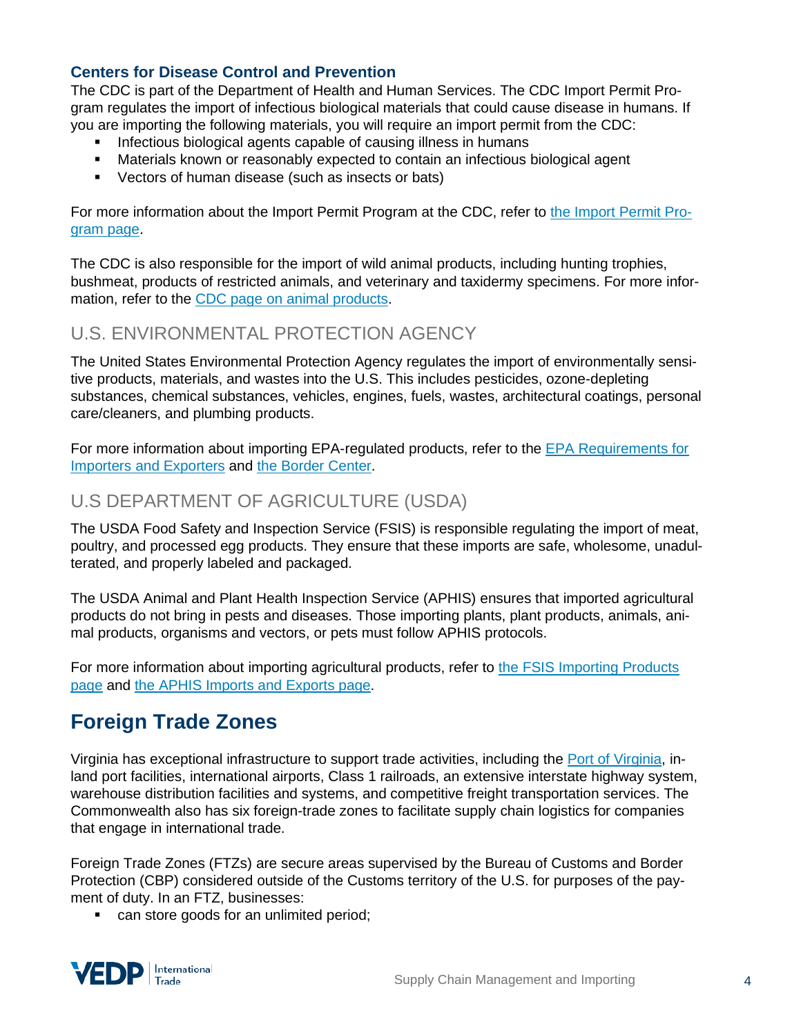### Centers for Disease Control and Prevention

The CDC is part of the Department of Health and Human Services. The CDC Import Permit Program regulates the import of infectious biological materials that could cause disease in humans. If you are importing the following materials, you will require an import permit from the CDC:

- Infectious biological agents capable of causing illness in humans
- Materials known or reasonably expected to contain an infectious biological agent
- Vectors of human disease (such as insects or bats)

For more information about the Import Permit Program at the CDC, refer to the Import Permit Program page.

The CDC is also responsible for the import of wild animal products, including hunting trophies, bushmeat, products of restricted animals, and veterinary and taxidermy specimens. For more information, refer to the CDC page on animal products.

## U.S. ENVIRONMENTAL PROTECTION AGENCY

The United States Environmental Protection Agency regulates the import of environmentally sensitive products, materials, and wastes into the U.S. This includes pesticides, ozone-depleting substances, chemical substances, vehicles, engines, fuels, wastes, architectural coatings, personal care/cleaners, and plumbing products.

For more information about importing EPA-regulated products, refer to the EPA Requirements for Importers and Exporters and the Border Center.

## U.S DEPARTMENT OF AGRICULTURE (USDA)

The USDA Food Safety and Inspection Service (FSIS) is responsible regulating the import of meat, poultry, and processed egg products. They ensure that these imports are safe, wholesome, unadulterated, and properly labeled and packaged.

The USDA Animal and Plant Health Inspection Service (APHIS) ensures that imported agricultural products do not bring in pests and diseases. Those importing plants, plant products, animals, animal products, organisms and vectors, or pets must follow APHIS protocols.

For more information about importing agricultural products, refer to the FSIS Importing Products page and the APHIS Imports and Exports page.

# Foreign Trade Zones

Virginia has exceptional infrastructure to support trade activities, including the Port of Virginia, inland port facilities, international airports, Class 1 railroads, an extensive interstate highway system, warehouse distribution facilities and systems, and competitive freight transportation services. The Commonwealth also has six foreign-trade zones to facilitate supply chain logistics for companies that engage in international trade.

Foreign Trade Zones (FTZs) are secure areas supervised by the Bureau of Customs and Border Protection (CBP) considered outside of the Customs territory of the U.S. for purposes of the payment of duty. In an FTZ, businesses:

- can store goods for an unlimited period;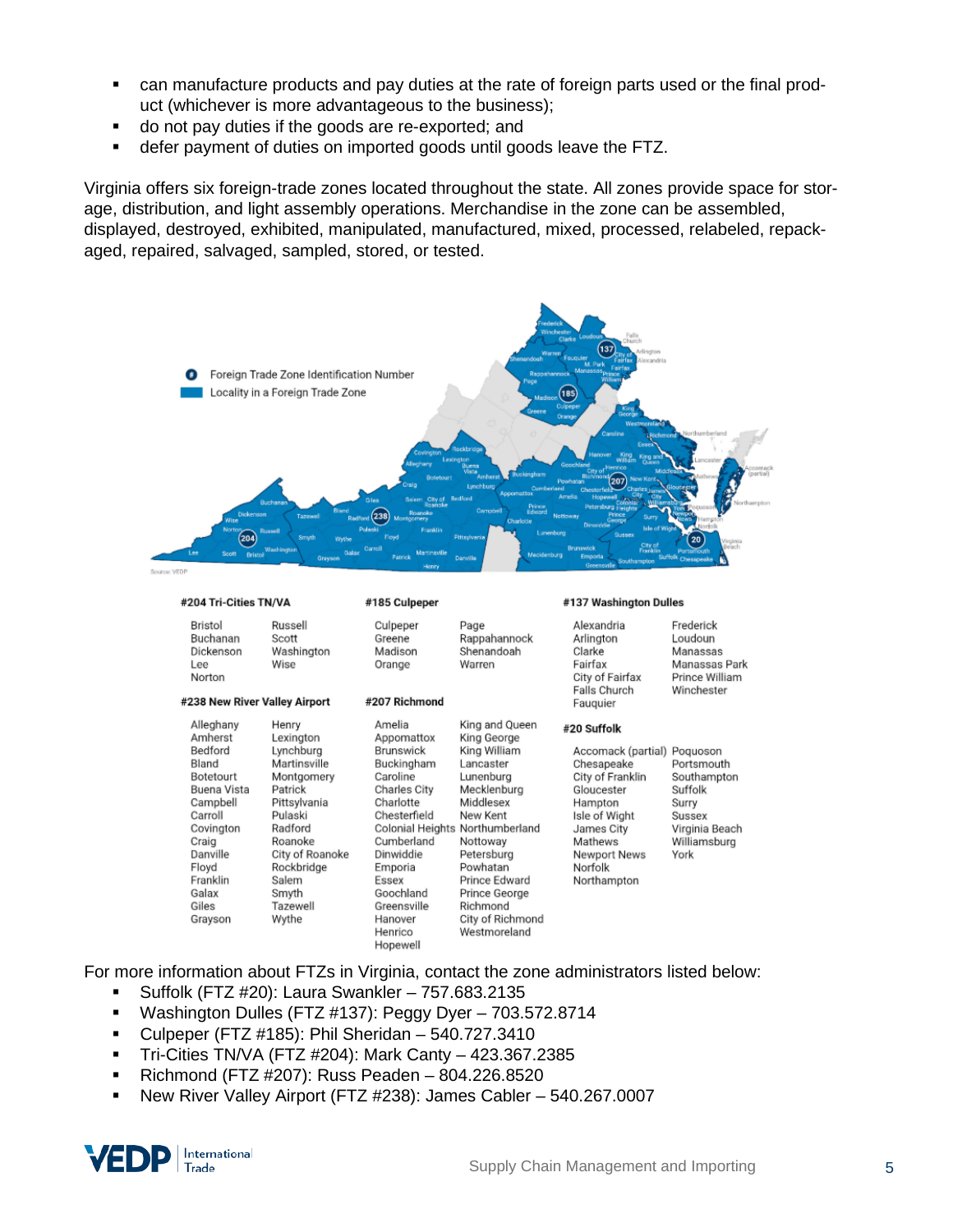- can manufacture products and pay duties at the rate of foreign parts used or the final product (whichever is more advantageous to the business);
- do not pay duties if the goods are re-exported; and
- defer payment of duties on imported goods until goods leave the FTZ.

Virginia offers six foreign-trade zones located throughout the state. All zones provide space for storage, distribution, and light assembly operations. Merchandise in the zone can be assembled, displayed, destroyed, exhibited, manipulated, manufactured, mixed, processed, relabeled, repackaged, repaired, salvaged, sampled, stored, or tested.

**#204 Tri-Cities TN/VA**

Bristol, Buchanan, Dickenson, Lee, Norton, Russell, Scott, Washington, Wise

**#238 New River Valley Airport**

Alleghany, Amherst, Bedford, Bland, Botetourt, Buena Vista, Campbell, Carroll, Covington, Craig, Danville, Floyd, Franklin, Galax, Giles, Grayson, Henry, Lexington, Lynchburg, Martinsville, Montgomery, Patrick, Pittsylvania, Pulaski, Radford, Roanoke, City of Roanoke, Rockbridge, Salem, Smyth, Tazewell, Wythe

**#185 Culpeper**

Culpeper, Greene, Madison, Orange, Page, Rappahannock, Shenandoah, Warren

**#207 Richmond**

Amelia, Appomattox, Brunswick, Buckingham, Caroline, Charles City, Charlotte, Chesterfield, Colonial Heights, Cumberland, Dinwiddie, Emporia, Essex, Goochland, Greensville, Hanover, Henrico, Hopewell, King and Queen, King George, King William, Lancaster, Lunenburg, Mecklenburg, Middlesex, New Kent, Northumberland, Nottoway, Petersburg, Powhatan, Prince Edward, Prince George, Richmond, City of Richmond, Westmoreland

**#137 Washington Dulles**

Alexandria, Arlington, Clarke, Fairfax, City of Fairfax, Falls Church, Fauquier, Frederick, Loudoun, Manassas, Manassas Park, Prince William, Winchester

**#20 Suffolk**

Accomack (partial), Chesapeake, City of Franklin, Gloucester, Hampton, Isle of Wight, James City, Mathews, Newport News, Norfolk, Northampton, Poquoson, Portsmouth, Southampton, Suffolk, Surry, Sussex, Virginia Beach, Williamsburg, York

For more information about FTZs in Virginia, contact the zone administrators listed below:

- Suffolk (FTZ #20): Laura Swankler – 757.683.2135
- Washington Dulles (FTZ #137): Peggy Dyer – 703.572.8714
- Culpeper (FTZ #185): Phil Sheridan – 540.727.3410
- Tri-Cities TN/VA (FTZ #204): Mark Canty – 423.367.2385
- Richmond (FTZ #207): Russ Peaden – 804.226.8520
- New River Valley Airport (FTZ #238): James Cabler – 540.267.0007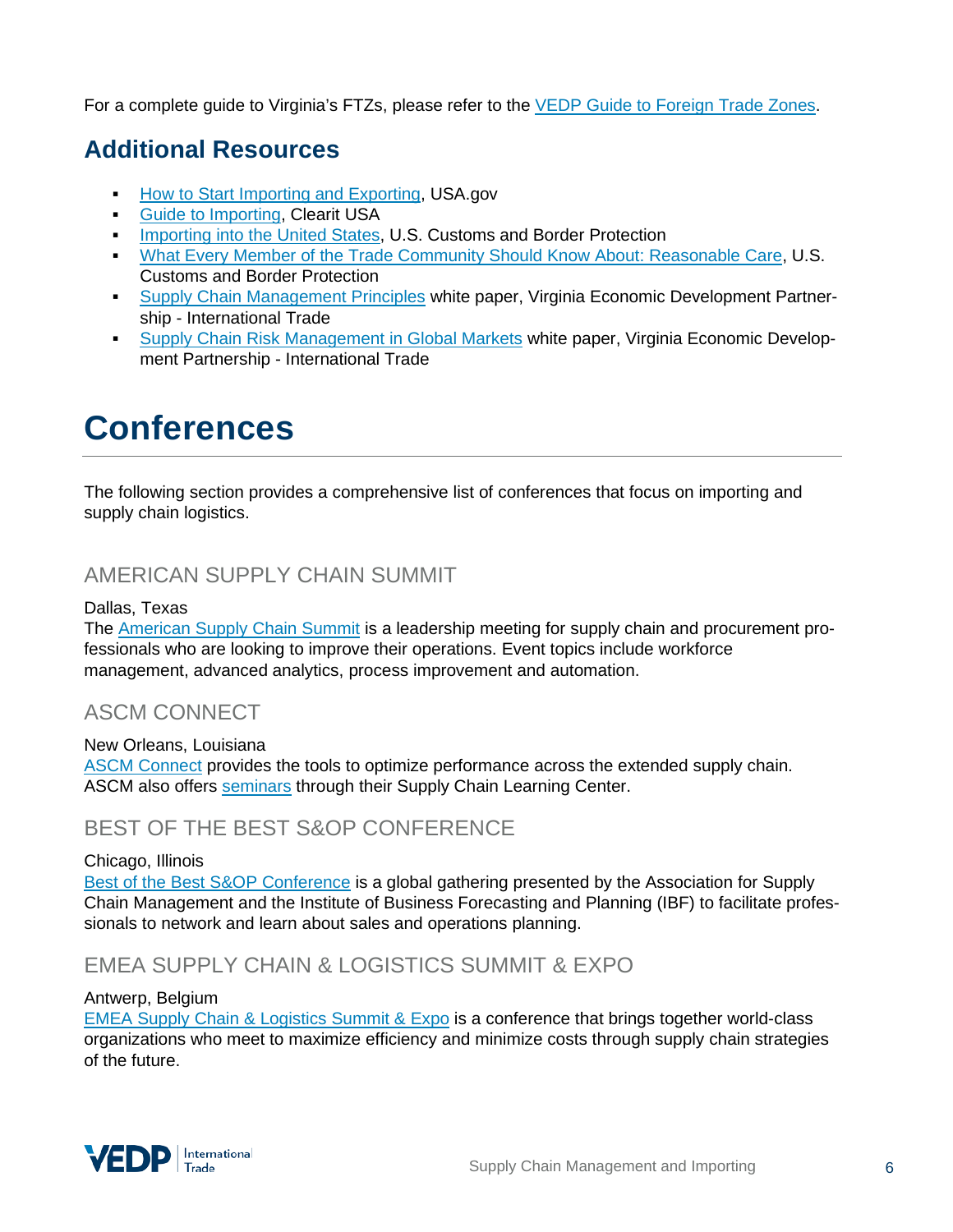For a complete guide to Virginia's FTZs, please refer to the VEDP Guide to Foreign Trade Zones.

## Additional Resources

- How to Start Importing and Exporting, USA.gov
- Guide to Importing, Clearit USA
- Importing into the United States, U.S. Customs and Border Protection
- What Every Member of the Trade Community Should Know About: Reasonable Care, U.S. Customs and Border Protection
- Supply Chain Management Principles white paper, Virginia Economic Development Partnership - International Trade
- Supply Chain Risk Management in Global Markets white paper, Virginia Economic Development Partnership - International Trade

# Conferences

The following section provides a comprehensive list of conferences that focus on importing and supply chain logistics.

### AMERICAN SUPPLY CHAIN SUMMIT

Dallas, Texas
The American Supply Chain Summit is a leadership meeting for supply chain and procurement professionals who are looking to improve their operations. Event topics include workforce management, advanced analytics, process improvement and automation.

### ASCM CONNECT

New Orleans, Louisiana
ASCM Connect provides the tools to optimize performance across the extended supply chain. ASCM also offers seminars through their Supply Chain Learning Center.

### BEST OF THE BEST S&OP CONFERENCE

Chicago, Illinois
Best of the Best S&OP Conference is a global gathering presented by the Association for Supply Chain Management and the Institute of Business Forecasting and Planning (IBF) to facilitate professionals to network and learn about sales and operations planning.

### EMEA SUPPLY CHAIN & LOGISTICS SUMMIT & EXPO

Antwerp, Belgium
EMEA Supply Chain & Logistics Summit & Expo is a conference that brings together world-class organizations who meet to maximize efficiency and minimize costs through supply chain strategies of the future.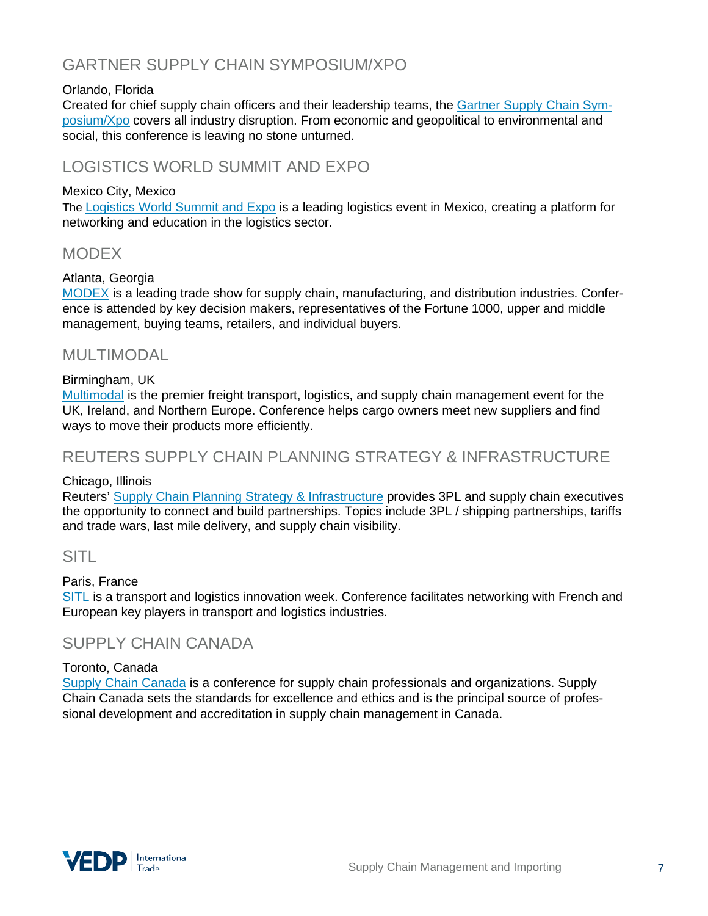## GARTNER SUPPLY CHAIN SYMPOSIUM/XPO

Orlando, Florida

Created for chief supply chain officers and their leadership teams, the Gartner Supply Chain Symposium/Xpo covers all industry disruption. From economic and geopolitical to environmental and social, this conference is leaving no stone unturned.

## LOGISTICS WORLD SUMMIT AND EXPO

Mexico City, Mexico

The Logistics World Summit and Expo is a leading logistics event in Mexico, creating a platform for networking and education in the logistics sector.

## MODEX

Atlanta, Georgia

MODEX is a leading trade show for supply chain, manufacturing, and distribution industries. Conference is attended by key decision makers, representatives of the Fortune 1000, upper and middle management, buying teams, retailers, and individual buyers.

## MULTIMODAL

Birmingham, UK

Multimodal is the premier freight transport, logistics, and supply chain management event for the UK, Ireland, and Northern Europe. Conference helps cargo owners meet new suppliers and find ways to move their products more efficiently.

## REUTERS SUPPLY CHAIN PLANNING STRATEGY & INFRASTRUCTURE

Chicago, Illinois

Reuters' Supply Chain Planning Strategy & Infrastructure provides 3PL and supply chain executives the opportunity to connect and build partnerships. Topics include 3PL / shipping partnerships, tariffs and trade wars, last mile delivery, and supply chain visibility.

## SITL

Paris, France

SITL is a transport and logistics innovation week. Conference facilitates networking with French and European key players in transport and logistics industries.

## SUPPLY CHAIN CANADA

Toronto, Canada

Supply Chain Canada is a conference for supply chain professionals and organizations. Supply Chain Canada sets the standards for excellence and ethics and is the principal source of professional development and accreditation in supply chain management in Canada.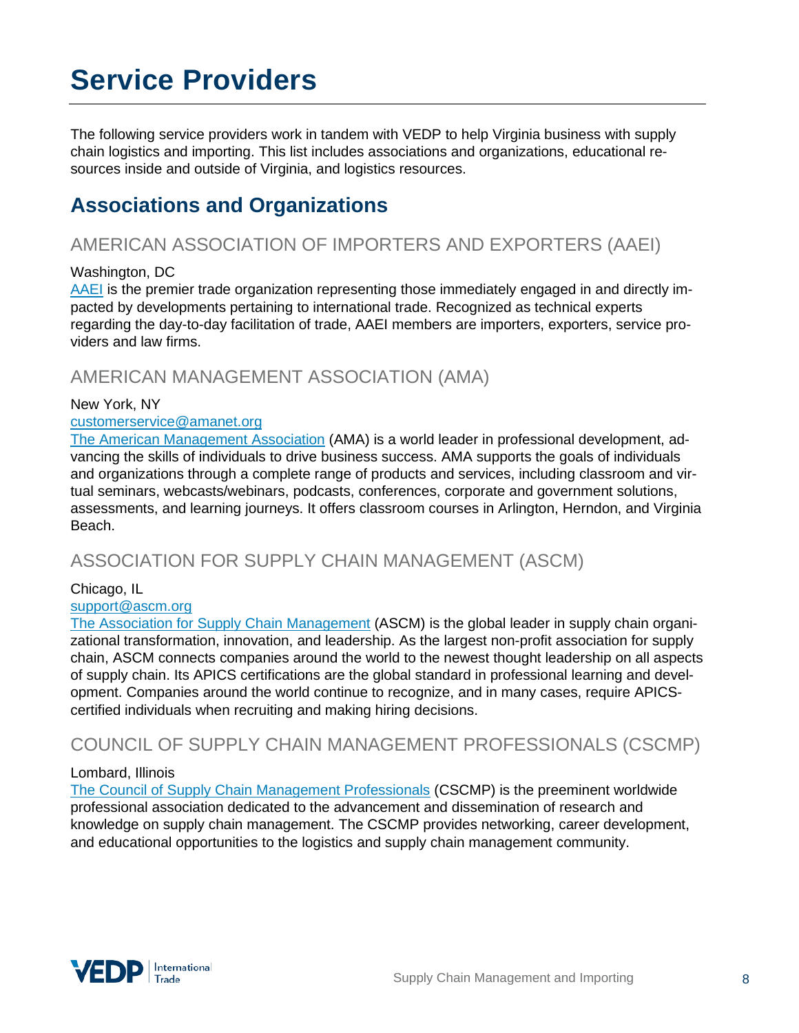# Service Providers

The following service providers work in tandem with VEDP to help Virginia business with supply chain logistics and importing. This list includes associations and organizations, educational resources inside and outside of Virginia, and logistics resources.

## Associations and Organizations

### AMERICAN ASSOCIATION OF IMPORTERS AND EXPORTERS (AAEI)

Washington, DC

AAEI is the premier trade organization representing those immediately engaged in and directly impacted by developments pertaining to international trade. Recognized as technical experts regarding the day-to-day facilitation of trade, AAEI members are importers, exporters, service providers and law firms.

### AMERICAN MANAGEMENT ASSOCIATION (AMA)

New York, NY

customerservice@amanet.org

The American Management Association (AMA) is a world leader in professional development, advancing the skills of individuals to drive business success. AMA supports the goals of individuals and organizations through a complete range of products and services, including classroom and virtual seminars, webcasts/webinars, podcasts, conferences, corporate and government solutions, assessments, and learning journeys. It offers classroom courses in Arlington, Herndon, and Virginia Beach.

### ASSOCIATION FOR SUPPLY CHAIN MANAGEMENT (ASCM)

Chicago, IL

support@ascm.org

The Association for Supply Chain Management (ASCM) is the global leader in supply chain organizational transformation, innovation, and leadership. As the largest non-profit association for supply chain, ASCM connects companies around the world to the newest thought leadership on all aspects of supply chain. Its APICS certifications are the global standard in professional learning and development. Companies around the world continue to recognize, and in many cases, require APICS-certified individuals when recruiting and making hiring decisions.

### COUNCIL OF SUPPLY CHAIN MANAGEMENT PROFESSIONALS (CSCMP)

Lombard, Illinois

The Council of Supply Chain Management Professionals (CSCMP) is the preeminent worldwide professional association dedicated to the advancement and dissemination of research and knowledge on supply chain management. The CSCMP provides networking, career development, and educational opportunities to the logistics and supply chain management community.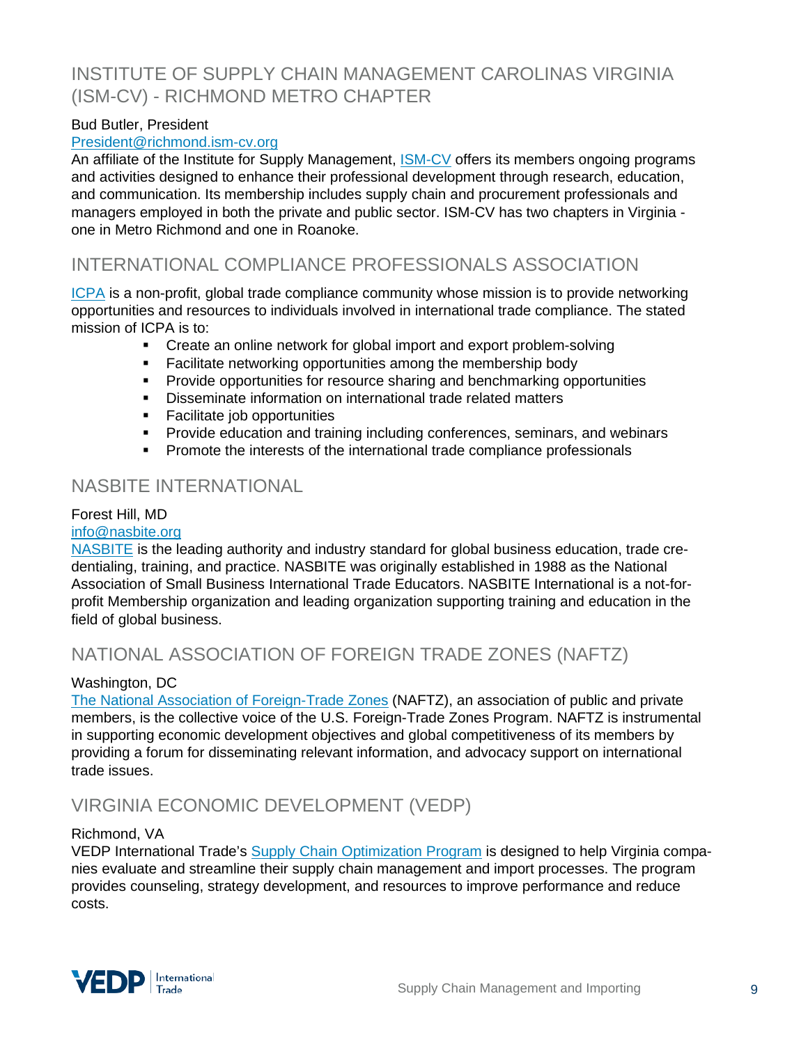## INSTITUTE OF SUPPLY CHAIN MANAGEMENT CAROLINAS VIRGINIA (ISM-CV) - RICHMOND METRO CHAPTER

Bud Butler, President
President@richmond.ism-cv.org
An affiliate of the Institute for Supply Management, ISM-CV offers its members ongoing programs and activities designed to enhance their professional development through research, education, and communication. Its membership includes supply chain and procurement professionals and managers employed in both the private and public sector. ISM-CV has two chapters in Virginia - one in Metro Richmond and one in Roanoke.

## INTERNATIONAL COMPLIANCE PROFESSIONALS ASSOCIATION

ICPA is a non-profit, global trade compliance community whose mission is to provide networking opportunities and resources to individuals involved in international trade compliance. The stated mission of ICPA is to:

- Create an online network for global import and export problem-solving
- Facilitate networking opportunities among the membership body
- Provide opportunities for resource sharing and benchmarking opportunities
- Disseminate information on international trade related matters
- Facilitate job opportunities
- Provide education and training including conferences, seminars, and webinars
- Promote the interests of the international trade compliance professionals

## NASBITE INTERNATIONAL

Forest Hill, MD
info@nasbite.org
NASBITE is the leading authority and industry standard for global business education, trade credentialing, training, and practice. NASBITE was originally established in 1988 as the National Association of Small Business International Trade Educators. NASBITE International is a not-for-profit Membership organization and leading organization supporting training and education in the field of global business.

## NATIONAL ASSOCIATION OF FOREIGN TRADE ZONES (NAFTZ)

Washington, DC
The National Association of Foreign-Trade Zones (NAFTZ), an association of public and private members, is the collective voice of the U.S. Foreign-Trade Zones Program. NAFTZ is instrumental in supporting economic development objectives and global competitiveness of its members by providing a forum for disseminating relevant information, and advocacy support on international trade issues.

## VIRGINIA ECONOMIC DEVELOPMENT (VEDP)

Richmond, VA
VEDP International Trade's Supply Chain Optimization Program is designed to help Virginia companies evaluate and streamline their supply chain management and import processes. The program provides counseling, strategy development, and resources to improve performance and reduce costs.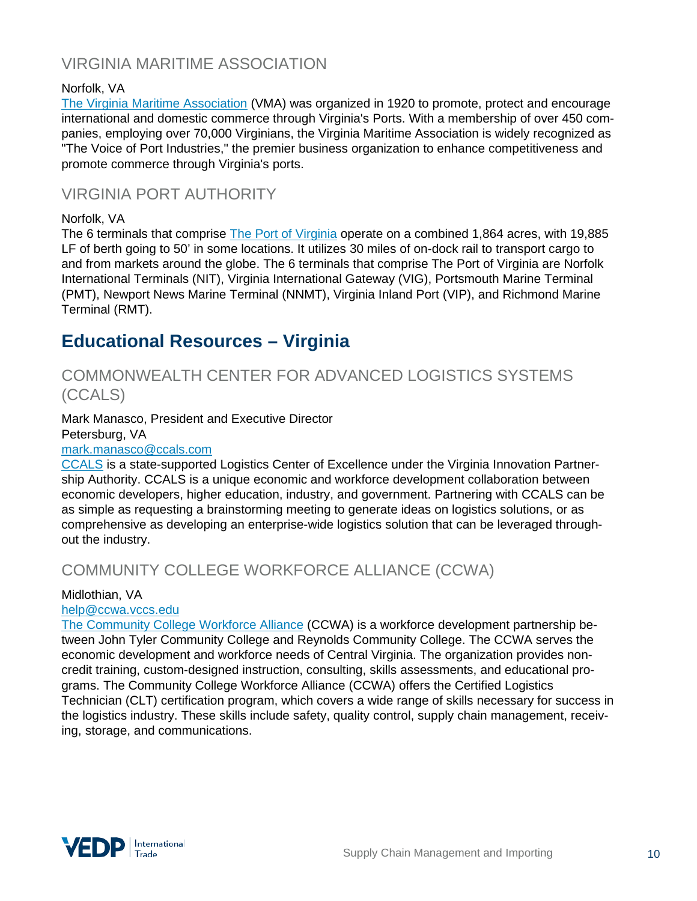### VIRGINIA MARITIME ASSOCIATION

Norfolk, VA

The Virginia Maritime Association (VMA) was organized in 1920 to promote, protect and encourage international and domestic commerce through Virginia's Ports. With a membership of over 450 companies, employing over 70,000 Virginians, the Virginia Maritime Association is widely recognized as "The Voice of Port Industries," the premier business organization to enhance competitiveness and promote commerce through Virginia's ports.

### VIRGINIA PORT AUTHORITY

Norfolk, VA

The 6 terminals that comprise The Port of Virginia operate on a combined 1,864 acres, with 19,885 LF of berth going to 50' in some locations. It utilizes 30 miles of on-dock rail to transport cargo to and from markets around the globe. The 6 terminals that comprise The Port of Virginia are Norfolk International Terminals (NIT), Virginia International Gateway (VIG), Portsmouth Marine Terminal (PMT), Newport News Marine Terminal (NNMT), Virginia Inland Port (VIP), and Richmond Marine Terminal (RMT).

## Educational Resources – Virginia

### COMMONWEALTH CENTER FOR ADVANCED LOGISTICS SYSTEMS (CCALS)

Mark Manasco, President and Executive Director
Petersburg, VA
mark.manasco@ccals.com

CCALS is a state-supported Logistics Center of Excellence under the Virginia Innovation Partnership Authority. CCALS is a unique economic and workforce development collaboration between economic developers, higher education, industry, and government. Partnering with CCALS can be as simple as requesting a brainstorming meeting to generate ideas on logistics solutions, or as comprehensive as developing an enterprise-wide logistics solution that can be leveraged throughout the industry.

### COMMUNITY COLLEGE WORKFORCE ALLIANCE (CCWA)

Midlothian, VA
help@ccwa.vccs.edu

The Community College Workforce Alliance (CCWA) is a workforce development partnership between John Tyler Community College and Reynolds Community College. The CCWA serves the economic development and workforce needs of Central Virginia. The organization provides non-credit training, custom-designed instruction, consulting, skills assessments, and educational programs. The Community College Workforce Alliance (CCWA) offers the Certified Logistics Technician (CLT) certification program, which covers a wide range of skills necessary for success in the logistics industry. These skills include safety, quality control, supply chain management, receiving, storage, and communications.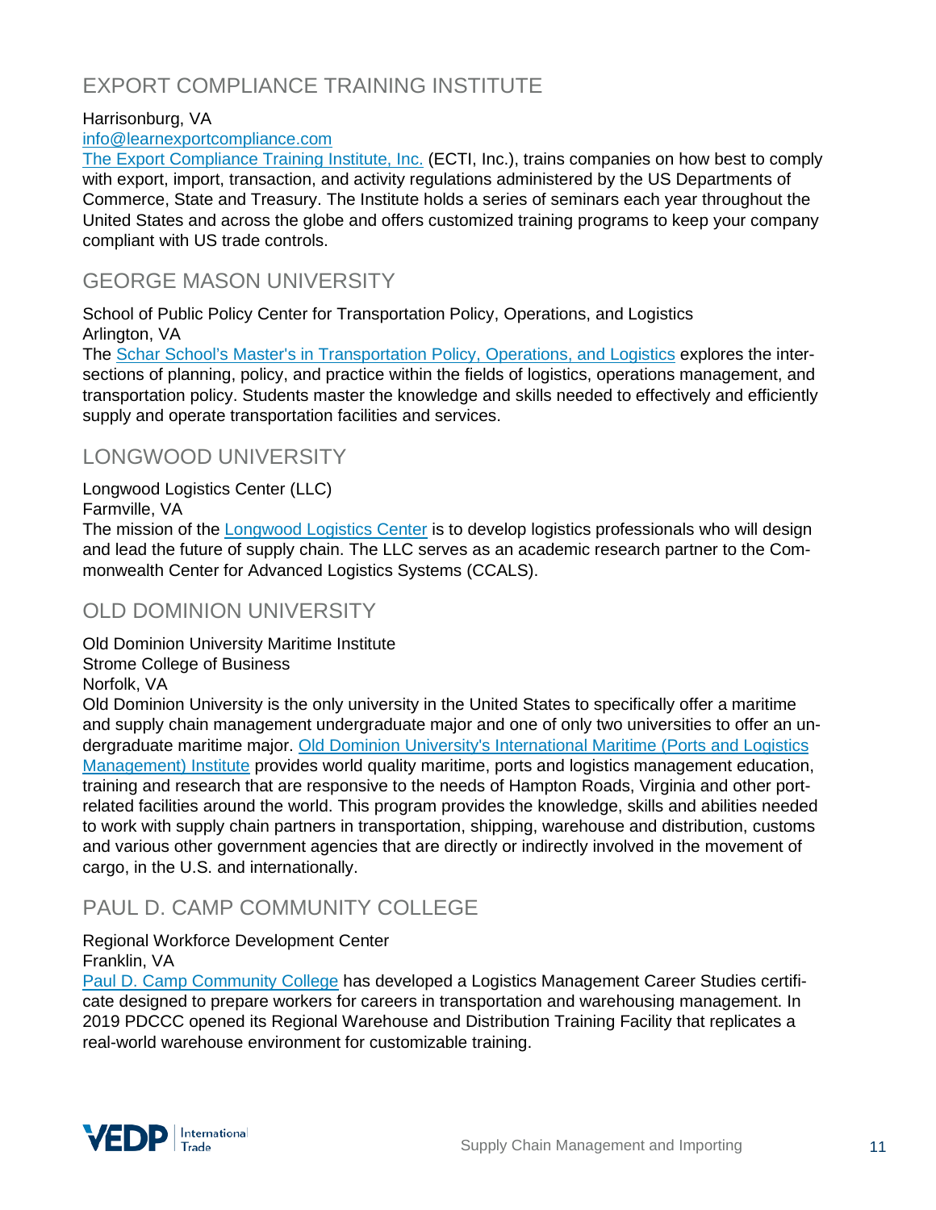## EXPORT COMPLIANCE TRAINING INSTITUTE

Harrisonburg, VA
info@learnexportcompliance.com
The Export Compliance Training Institute, Inc. (ECTI, Inc.), trains companies on how best to comply with export, import, transaction, and activity regulations administered by the US Departments of Commerce, State and Treasury. The Institute holds a series of seminars each year throughout the United States and across the globe and offers customized training programs to keep your company compliant with US trade controls.

## GEORGE MASON UNIVERSITY

School of Public Policy Center for Transportation Policy, Operations, and Logistics
Arlington, VA
The Schar School's Master's in Transportation Policy, Operations, and Logistics explores the intersections of planning, policy, and practice within the fields of logistics, operations management, and transportation policy. Students master the knowledge and skills needed to effectively and efficiently supply and operate transportation facilities and services.

## LONGWOOD UNIVERSITY

Longwood Logistics Center (LLC)
Farmville, VA
The mission of the Longwood Logistics Center is to develop logistics professionals who will design and lead the future of supply chain. The LLC serves as an academic research partner to the Commonwealth Center for Advanced Logistics Systems (CCALS).

## OLD DOMINION UNIVERSITY

Old Dominion University Maritime Institute
Strome College of Business
Norfolk, VA
Old Dominion University is the only university in the United States to specifically offer a maritime and supply chain management undergraduate major and one of only two universities to offer an undergraduate maritime major. Old Dominion University's International Maritime (Ports and Logistics Management) Institute provides world quality maritime, ports and logistics management education, training and research that are responsive to the needs of Hampton Roads, Virginia and other port-related facilities around the world. This program provides the knowledge, skills and abilities needed to work with supply chain partners in transportation, shipping, warehouse and distribution, customs and various other government agencies that are directly or indirectly involved in the movement of cargo, in the U.S. and internationally.

## PAUL D. CAMP COMMUNITY COLLEGE

Regional Workforce Development Center
Franklin, VA
Paul D. Camp Community College has developed a Logistics Management Career Studies certificate designed to prepare workers for careers in transportation and warehousing management. In 2019 PDCCC opened its Regional Warehouse and Distribution Training Facility that replicates a real-world warehouse environment for customizable training.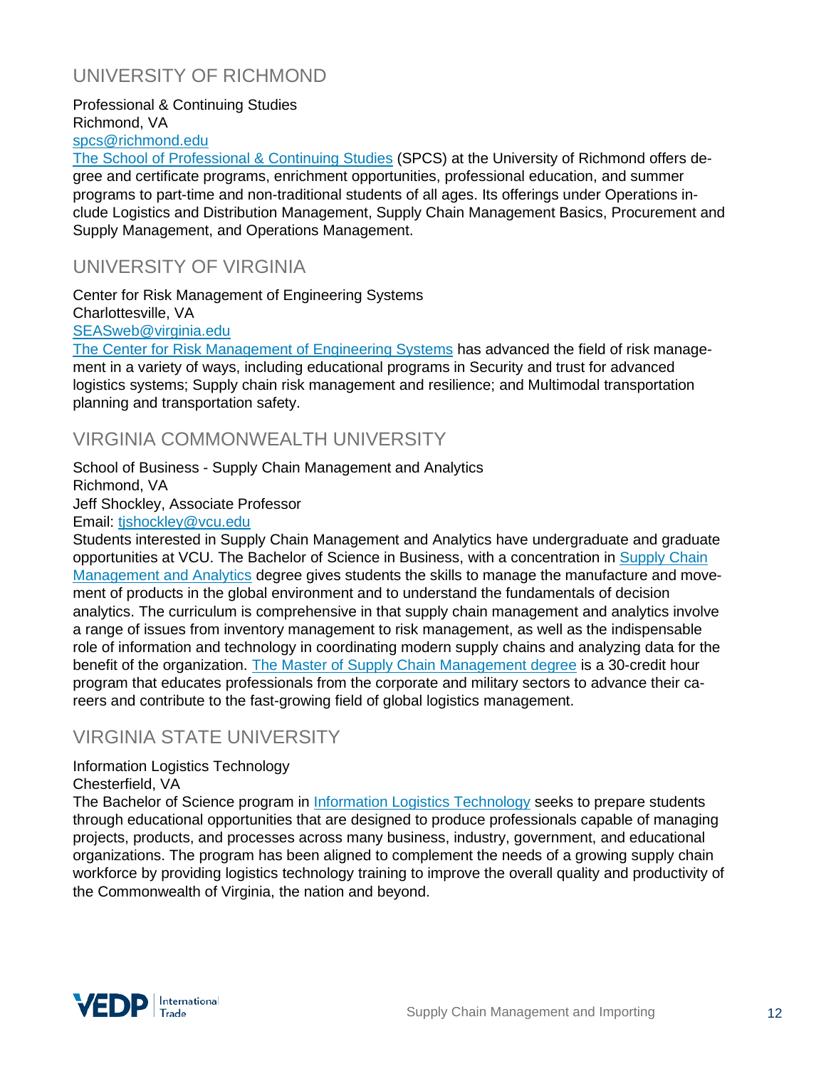## UNIVERSITY OF RICHMOND

Professional & Continuing Studies
Richmond, VA
spcs@richmond.edu

The School of Professional & Continuing Studies (SPCS) at the University of Richmond offers degree and certificate programs, enrichment opportunities, professional education, and summer programs to part-time and non-traditional students of all ages. Its offerings under Operations include Logistics and Distribution Management, Supply Chain Management Basics, Procurement and Supply Management, and Operations Management.

## UNIVERSITY OF VIRGINIA

Center for Risk Management of Engineering Systems
Charlottesville, VA
SEASweb@virginia.edu

The Center for Risk Management of Engineering Systems has advanced the field of risk management in a variety of ways, including educational programs in Security and trust for advanced logistics systems; Supply chain risk management and resilience; and Multimodal transportation planning and transportation safety.

## VIRGINIA COMMONWEALTH UNIVERSITY

School of Business - Supply Chain Management and Analytics
Richmond, VA
Jeff Shockley, Associate Professor
Email: tjshockley@vcu.edu

Students interested in Supply Chain Management and Analytics have undergraduate and graduate opportunities at VCU. The Bachelor of Science in Business, with a concentration in Supply Chain Management and Analytics degree gives students the skills to manage the manufacture and movement of products in the global environment and to understand the fundamentals of decision analytics. The curriculum is comprehensive in that supply chain management and analytics involve a range of issues from inventory management to risk management, as well as the indispensable role of information and technology in coordinating modern supply chains and analyzing data for the benefit of the organization. The Master of Supply Chain Management degree is a 30-credit hour program that educates professionals from the corporate and military sectors to advance their careers and contribute to the fast-growing field of global logistics management.

## VIRGINIA STATE UNIVERSITY

Information Logistics Technology
Chesterfield, VA

The Bachelor of Science program in Information Logistics Technology seeks to prepare students through educational opportunities that are designed to produce professionals capable of managing projects, products, and processes across many business, industry, government, and educational organizations. The program has been aligned to complement the needs of a growing supply chain workforce by providing logistics technology training to improve the overall quality and productivity of the Commonwealth of Virginia, the nation and beyond.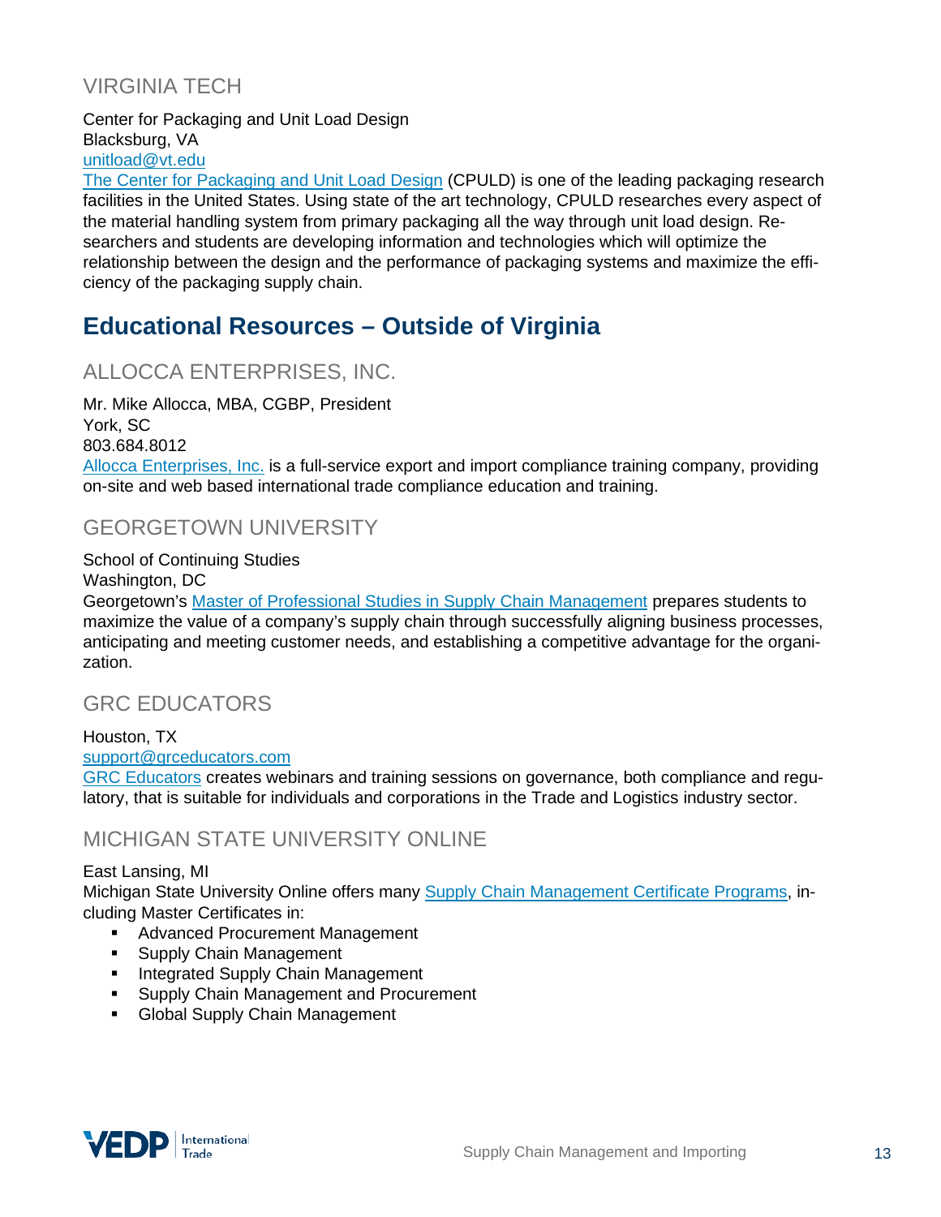### VIRGINIA TECH

Center for Packaging and Unit Load Design
Blacksburg, VA
unitload@vt.edu
The Center for Packaging and Unit Load Design (CPULD) is one of the leading packaging research facilities in the United States. Using state of the art technology, CPULD researches every aspect of the material handling system from primary packaging all the way through unit load design. Researchers and students are developing information and technologies which will optimize the relationship between the design and the performance of packaging systems and maximize the efficiency of the packaging supply chain.

## Educational Resources – Outside of Virginia

### ALLOCCA ENTERPRISES, INC.

Mr. Mike Allocca, MBA, CGBP, President
York, SC
803.684.8012
Allocca Enterprises, Inc. is a full-service export and import compliance training company, providing on-site and web based international trade compliance education and training.

### GEORGETOWN UNIVERSITY

School of Continuing Studies
Washington, DC
Georgetown's Master of Professional Studies in Supply Chain Management prepares students to maximize the value of a company's supply chain through successfully aligning business processes, anticipating and meeting customer needs, and establishing a competitive advantage for the organization.

### GRC EDUCATORS

Houston, TX
support@grceducators.com
GRC Educators creates webinars and training sessions on governance, both compliance and regulatory, that is suitable for individuals and corporations in the Trade and Logistics industry sector.

### MICHIGAN STATE UNIVERSITY ONLINE

East Lansing, MI
Michigan State University Online offers many Supply Chain Management Certificate Programs, including Master Certificates in:

- Advanced Procurement Management
- Supply Chain Management
- Integrated Supply Chain Management
- Supply Chain Management and Procurement
- Global Supply Chain Management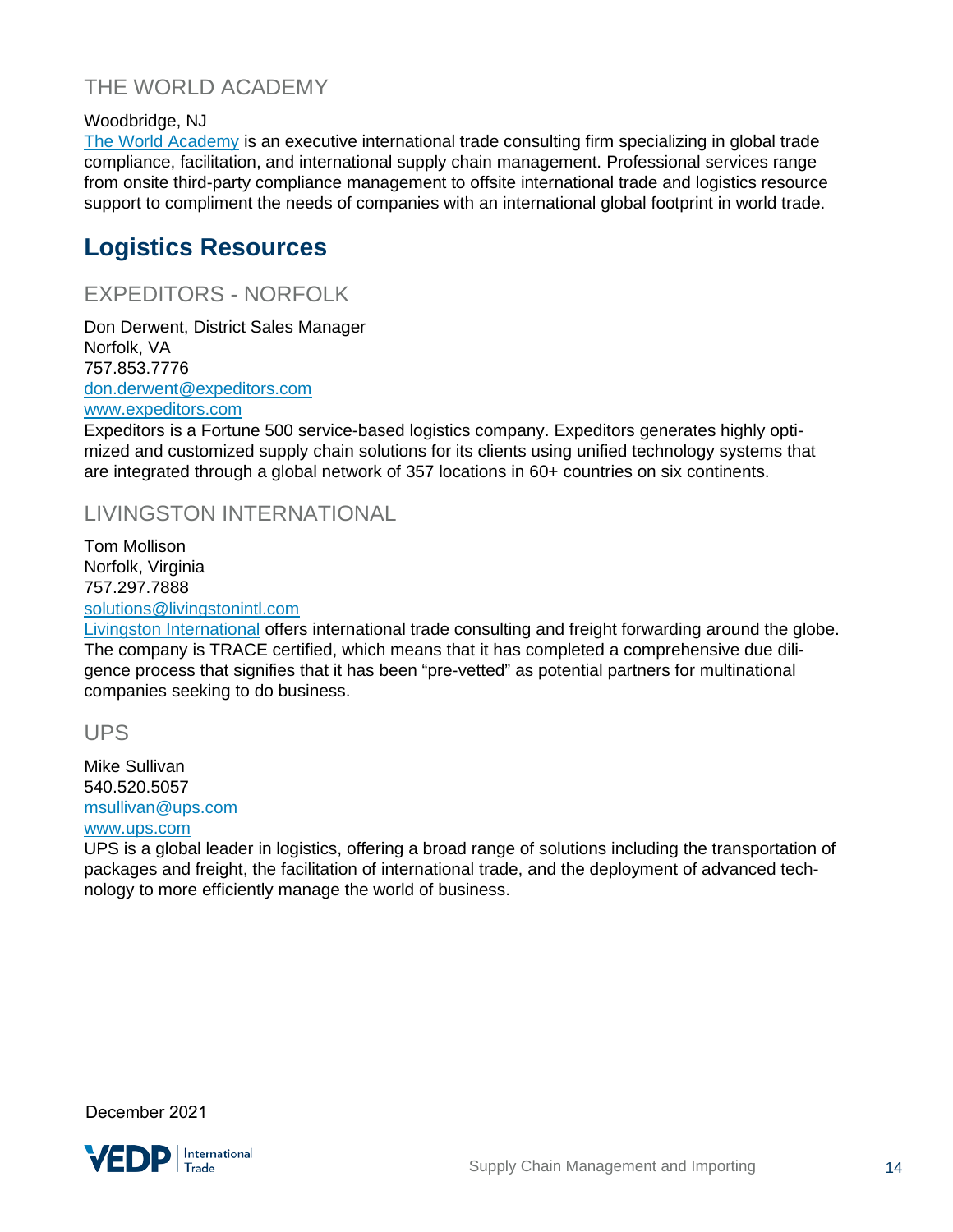### THE WORLD ACADEMY

Woodbridge, NJ

The World Academy is an executive international trade consulting firm specializing in global trade compliance, facilitation, and international supply chain management. Professional services range from onsite third-party compliance management to offsite international trade and logistics resource support to compliment the needs of companies with an international global footprint in world trade.

## Logistics Resources

### EXPEDITORS - NORFOLK

Don Derwent, District Sales Manager
Norfolk, VA
757.853.7776
don.derwent@expeditors.com
www.expeditors.com

Expeditors is a Fortune 500 service-based logistics company. Expeditors generates highly optimized and customized supply chain solutions for its clients using unified technology systems that are integrated through a global network of 357 locations in 60+ countries on six continents.

### LIVINGSTON INTERNATIONAL

Tom Mollison
Norfolk, Virginia
757.297.7888
solutions@livingstonintl.com

Livingston International offers international trade consulting and freight forwarding around the globe. The company is TRACE certified, which means that it has completed a comprehensive due diligence process that signifies that it has been "pre-vetted" as potential partners for multinational companies seeking to do business.

### UPS

Mike Sullivan
540.520.5057
msullivan@ups.com
www.ups.com

UPS is a global leader in logistics, offering a broad range of solutions including the transportation of packages and freight, the facilitation of international trade, and the deployment of advanced technology to more efficiently manage the world of business.

December 2021